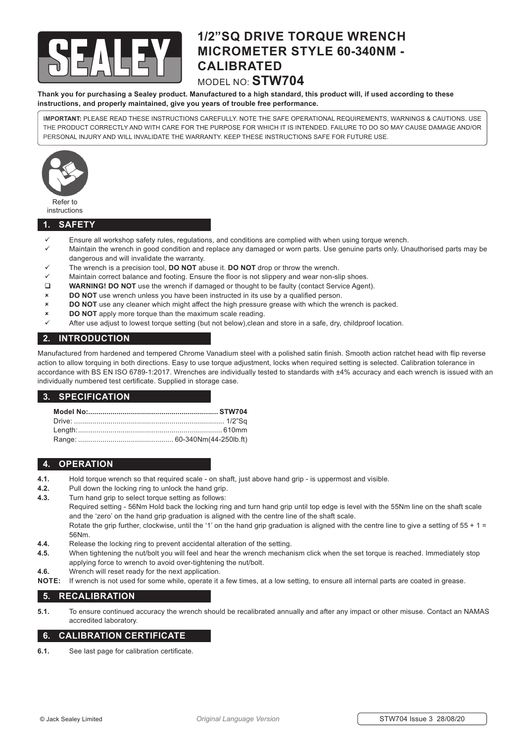# 1/2"SQ DRIVE TORQUE WRENCH MICROMETER STYLE 60-340NM - CALIBRATED

MODEL NO: **STW704**

**Thank you for purchasing a Sealey product. Manufactured to a high standard, this product will, if used according to these instructions, and properly maintained, give you years of trouble free performance.**

**IMPORTANT:** PLEASE READ THESE INSTRUCTIONS CAREFULLY. NOTE THE SAFE OPERATIONAL REQUIREMENTS, WARNINGS & CAUTIONS. USE THE PRODUCT CORRECTLY AND WITH CARE FOR THE PURPOSE FOR WHICH IT IS INTENDED. FAILURE TO DO SO MAY CAUSE DAMAGE AND/OR PERSONAL INJURY AND WILL INVALIDATE THE WARRANTY. KEEP THESE INSTRUCTIONS SAFE FOR FUTURE USE.

Refer to instructions

## 1. SAFETY

- ✓ Ensure all workshop safety rules, regulations, and conditions are complied with when using torque wrench.
- ✓ Maintain the wrench in good condition and replace any damaged or worn parts. Use genuine parts only. Unauthorised parts may be dangerous and will invalidate the warranty.
- ✓ The wrench is a precision tool, **DO NOT** abuse it. **DO NOT** drop or throw the wrench.
- ✓ Maintain correct balance and footing. Ensure the floor is not slippery and wear non-slip shoes.
- ❑ **WARNING! DO NOT** use the wrench if damaged or thought to be faulty (contact Service Agent).
- ✗ **DO NOT** use wrench unless you have been instructed in its use by a qualified person.
- ✗ **DO NOT** use any cleaner which might affect the high pressure grease with which the wrench is packed.
- ✗ **DO NOT** apply more torque than the maximum scale reading.
- ✓ After use adjust to lowest torque setting (but not below),clean and store in a safe, dry, childproof location.

## 2. INTRODUCTION

Manufactured from hardened and tempered Chrome Vanadium steel with a polished satin finish. Smooth action ratchet head with flip reverse action to allow torquing in both directions. Easy to use torque adjustment, locks when required setting is selected. Calibration tolerance in accordance with BS EN ISO 6789-1:2017. Wrenches are individually tested to standards with ±4% accuracy and each wrench is issued with an individually numbered test certificate. Supplied in storage case.

## 3. SPECIFICATION

| | |
|---|---|
| **Model No:** | **STW704** |
| Drive: | 1/2"Sq |
| Length: | 610mm |
| Range: | 60-340Nm(44-250lb.ft) |

## 4. OPERATION

**4.1.** Hold torque wrench so that required scale - on shaft, just above hand grip - is uppermost and visible.

**4.2.** Pull down the locking ring to unlock the hand grip.

**4.3.** Turn hand grip to select torque setting as follows:
Required setting - 56Nm Hold back the locking ring and turn hand grip until top edge is level with the 55Nm line on the shaft scale and the 'zero' on the hand grip graduation is aligned with the centre line of the shaft scale.
Rotate the grip further, clockwise, until the '1' on the hand grip graduation is aligned with the centre line to give a setting of 55 + 1 = 56Nm.

**4.4.** Release the locking ring to prevent accidental alteration of the setting.

**4.5.** When tightening the nut/bolt you will feel and hear the wrench mechanism click when the set torque is reached. Immediately stop applying force to wrench to avoid over-tightening the nut/bolt.

**4.6.** Wrench will reset ready for the next application.

**NOTE:** If wrench is not used for some while, operate it a few times, at a low setting, to ensure all internal parts are coated in grease.

## 5. RECALIBRATION

**5.1.** To ensure continued accuracy the wrench should be recalibrated annually and after any impact or other misuse. Contact an NAMAS accredited laboratory.

## 6. CALIBRATION CERTIFICATE

**6.1.** See last page for calibration certificate.

© Jack Sealey Limited *Original Language Version* STW704 Issue 3 28/08/20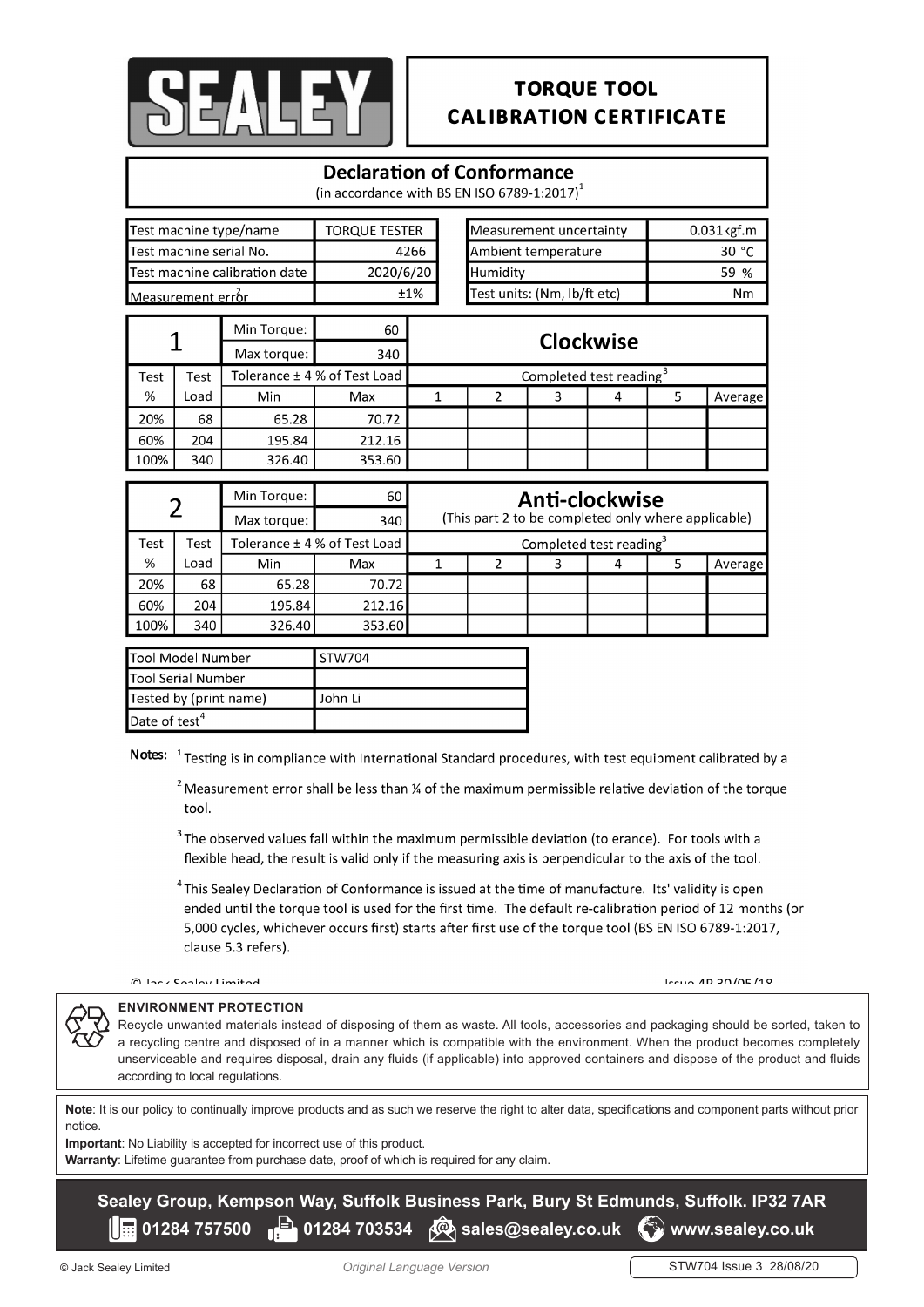# SEALEY

## TORQUE TOOL CALIBRATION CERTIFICATE

## Declaration of Conformance

(in accordance with BS EN ISO 6789-1:2017)[1]

| | |
|---|---|
| Test machine type/name | TORQUE TESTER |
| Test machine serial No. | 4266 |
| Test machine calibration date | 2020/6/20 |
| Measurement error[2] | ±1% |

| | |
|---|---|
| Measurement uncertainty | 0.031kgf.m |
| Ambient temperature | 30 °C |
| Humidity | 59 % |
| Test units: (Nm, lb/ft etc) | Nm |

| 1 | | Min Torque: | 60 | Clockwise | | | | | |
|---|---|---|---|---|---|---|---|---|---|
| | | Max torque: | 340 | | | | | | |
| Test | Test | Tolerance ± 4 % of Test Load | | Completed test reading[3] | | | | | |
| % | Load | Min | Max | 1 | 2 | 3 | 4 | 5 | Average |
| 20% | 68 | 65.28 | 70.72 | | | | | | |
| 60% | 204 | 195.84 | 212.16 | | | | | | |
| 100% | 340 | 326.40 | 353.60 | | | | | | |

| 2 | | Min Torque: | 60 | Anti-clockwise (This part 2 to be completed only where applicable) | | | | | |
|---|---|---|---|---|---|---|---|---|---|
| | | Max torque: | 340 | | | | | | |
| Test | Test | Tolerance ± 4 % of Test Load | | Completed test reading[3] | | | | | |
| % | Load | Min | Max | 1 | 2 | 3 | 4 | 5 | Average |
| 20% | 68 | 65.28 | 70.72 | | | | | | |
| 60% | 204 | 195.84 | 212.16 | | | | | | |
| 100% | 340 | 326.40 | 353.60 | | | | | | |

| | |
|---|---|
| Tool Model Number | STW704 |
| Tool Serial Number | |
| Tested by (print name) | John Li |
| Date of test[4] | |

**Notes:** [1] Testing is in compliance with International Standard procedures, with test equipment calibrated by a

[2] Measurement error shall be less than ¼ of the maximum permissible relative deviation of the torque tool.

[3] The observed values fall within the maximum permissible deviation (tolerance). For tools with a flexible head, the result is valid only if the measuring axis is perpendicular to the axis of the tool.

[4] This Sealey Declaration of Conformance is issued at the time of manufacture. Its' validity is open ended until the torque tool is used for the first time. The default re-calibration period of 12 months (or 5,000 cycles, whichever occurs first) starts after first use of the torque tool (BS EN ISO 6789-1:2017, clause 5.3 refers).

© Jack Sealey Limited　　　Issue 4B 30/05/18

**ENVIRONMENT PROTECTION**

Recycle unwanted materials instead of disposing of them as waste. All tools, accessories and packaging should be sorted, taken to a recycling centre and disposed of in a manner which is compatible with the environment. When the product becomes completely unserviceable and requires disposal, drain any fluids (if applicable) into approved containers and dispose of the product and fluids according to local regulations.

**Note**: It is our policy to continually improve products and as such we reserve the right to alter data, specifications and component parts without prior notice.

**Important**: No Liability is accepted for incorrect use of this product.

**Warranty**: Lifetime guarantee from purchase date, proof of which is required for any claim.

**Sealey Group, Kempson Way, Suffolk Business Park, Bury St Edmunds, Suffolk. IP32 7AR**

**01284 757500　01284 703534　sales@sealey.co.uk　www.sealey.co.uk**

© Jack Sealey Limited　　*Original Language Version*　　STW704 Issue 3 28/08/20